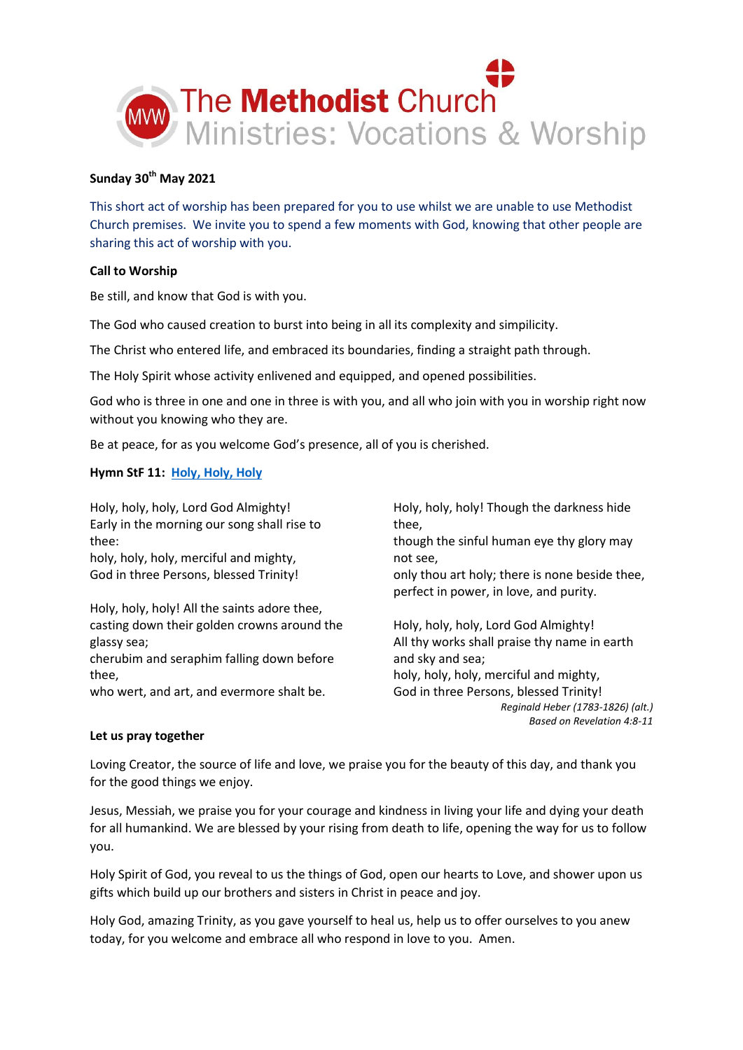# The Methodist Church
## Ministries: Vocations & Worship

**Sunday 30th May 2021**

This short act of worship has been prepared for you to use whilst we are unable to use Methodist Church premises. We invite you to spend a few moments with God, knowing that other people are sharing this act of worship with you.

**Call to Worship**

Be still, and know that God is with you.

The God who caused creation to burst into being in all its complexity and simpilicity.

The Christ who entered life, and embraced its boundaries, finding a straight path through.

The Holy Spirit whose activity enlivened and equipped, and opened possibilities.

God who is three in one and one in three is with you, and all who join with you in worship right now without you knowing who they are.

Be at peace, for as you welcome God's presence, all of you is cherished.

**Hymn StF 11: Holy, Holy, Holy**

Holy, holy, holy, Lord God Almighty!
Early in the morning our song shall rise to thee:
holy, holy, holy, merciful and mighty,
God in three Persons, blessed Trinity!

Holy, holy, holy! All the saints adore thee,
casting down their golden crowns around the glassy sea;
cherubim and seraphim falling down before thee,
who wert, and art, and evermore shalt be.

Holy, holy, holy! Though the darkness hide thee,
though the sinful human eye thy glory may not see,
only thou art holy; there is none beside thee,
perfect in power, in love, and purity.

Holy, holy, holy, Lord God Almighty!
All thy works shall praise thy name in earth and sky and sea;
holy, holy, holy, merciful and mighty,
God in three Persons, blessed Trinity!

*Reginald Heber (1783-1826) (alt.)*
*Based on Revelation 4:8-11*

**Let us pray together**

Loving Creator, the source of life and love, we praise you for the beauty of this day, and thank you for the good things we enjoy.

Jesus, Messiah, we praise you for your courage and kindness in living your life and dying your death for all humankind. We are blessed by your rising from death to life, opening the way for us to follow you.

Holy Spirit of God, you reveal to us the things of God, open our hearts to Love, and shower upon us gifts which build up our brothers and sisters in Christ in peace and joy.

Holy God, amazing Trinity, as you gave yourself to heal us, help us to offer ourselves to you anew today, for you welcome and embrace all who respond in love to you. Amen.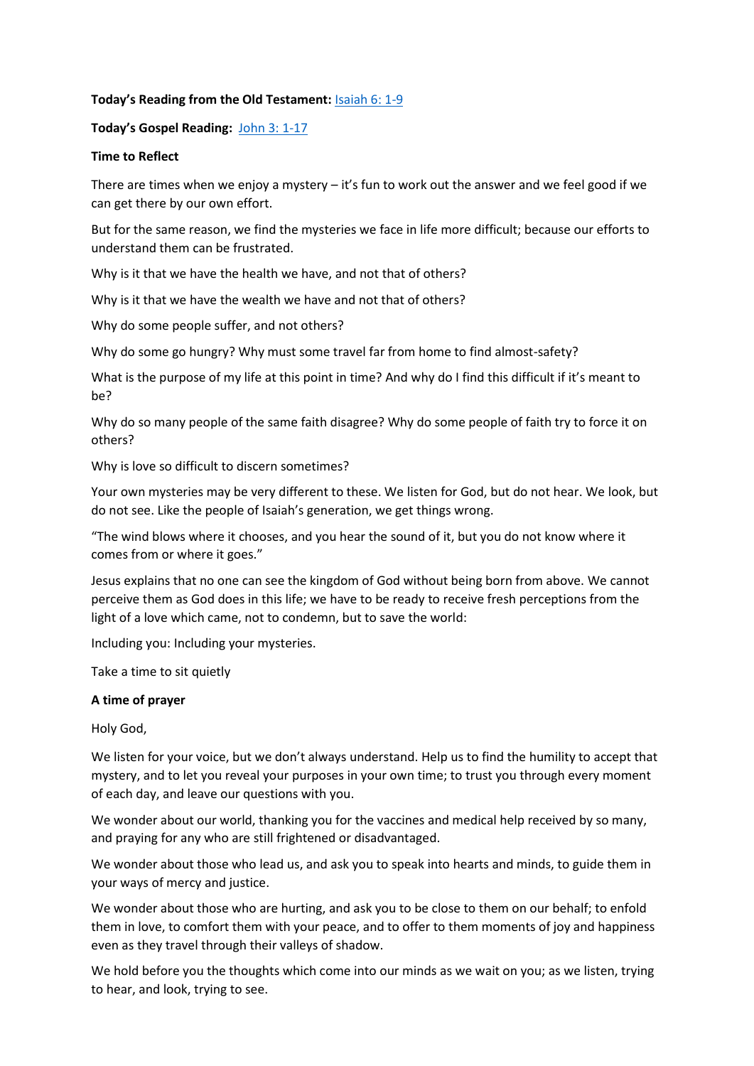**Today's Reading from the Old Testament:** Isaiah 6: 1-9

**Today's Gospel Reading:** John 3: 1-17

**Time to Reflect**

There are times when we enjoy a mystery – it's fun to work out the answer and we feel good if we can get there by our own effort.

But for the same reason, we find the mysteries we face in life more difficult; because our efforts to understand them can be frustrated.

Why is it that we have the health we have, and not that of others?

Why is it that we have the wealth we have and not that of others?

Why do some people suffer, and not others?

Why do some go hungry? Why must some travel far from home to find almost-safety?

What is the purpose of my life at this point in time? And why do I find this difficult if it's meant to be?

Why do so many people of the same faith disagree? Why do some people of faith try to force it on others?

Why is love so difficult to discern sometimes?

Your own mysteries may be very different to these. We listen for God, but do not hear. We look, but do not see. Like the people of Isaiah's generation, we get things wrong.

"The wind blows where it chooses, and you hear the sound of it, but you do not know where it comes from or where it goes."

Jesus explains that no one can see the kingdom of God without being born from above. We cannot perceive them as God does in this life; we have to be ready to receive fresh perceptions from the light of a love which came, not to condemn, but to save the world:

Including you: Including your mysteries.

Take a time to sit quietly

**A time of prayer**

Holy God,

We listen for your voice, but we don't always understand. Help us to find the humility to accept that mystery, and to let you reveal your purposes in your own time; to trust you through every moment of each day, and leave our questions with you.

We wonder about our world, thanking you for the vaccines and medical help received by so many, and praying for any who are still frightened or disadvantaged.

We wonder about those who lead us, and ask you to speak into hearts and minds, to guide them in your ways of mercy and justice.

We wonder about those who are hurting, and ask you to be close to them on our behalf; to enfold them in love, to comfort them with your peace, and to offer to them moments of joy and happiness even as they travel through their valleys of shadow.

We hold before you the thoughts which come into our minds as we wait on you; as we listen, trying to hear, and look, trying to see.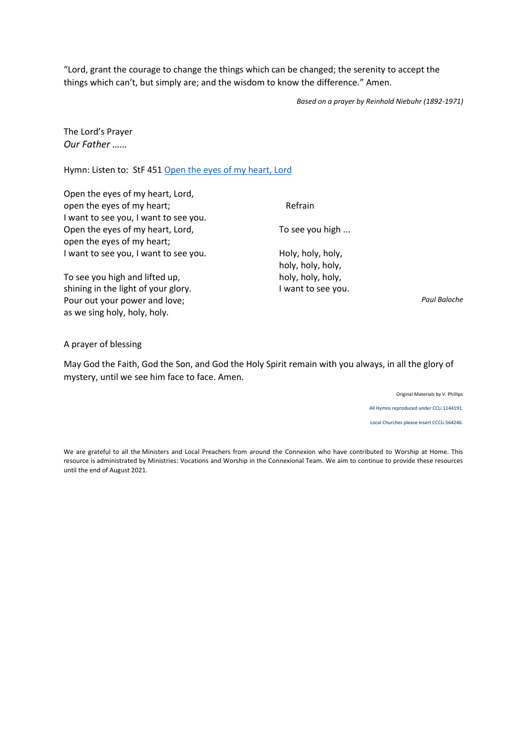"Lord, grant the courage to change the things which can be changed; the serenity to accept the things which can't, but simply are; and the wisdom to know the difference." Amen.

*Based on a prayer by Reinhold Niebuhr (1892-1971)*

The Lord's Prayer
*Our Father ……*

Hymn: Listen to: StF 451 [Open the eyes of my heart, Lord]()

Open the eyes of my heart, Lord,
open the eyes of my heart;
I want to see you, I want to see you.
Open the eyes of my heart, Lord,
open the eyes of my heart;
I want to see you, I want to see you.

To see you high and lifted up,
shining in the light of your glory.
Pour out your power and love;
as we sing holy, holy, holy.

Refrain

To see you high ...

Holy, holy, holy,
holy, holy, holy,
holy, holy, holy,
I want to see you.

*Paul Baloche*

A prayer of blessing

May God the Faith, God the Son, and God the Holy Spirit remain with you always, in all the glory of mystery, until we see him face to face. Amen.

Original Materials by V. Phillips

All Hymns reproduced under CCLi 1144191.

Local Churches please insert CCCLi 564246.

We are grateful to all the Ministers and Local Preachers from around the Connexion who have contributed to Worship at Home. This resource is administrated by Ministries: Vocations and Worship in the Connexional Team. We aim to continue to provide these resources until the end of August 2021.